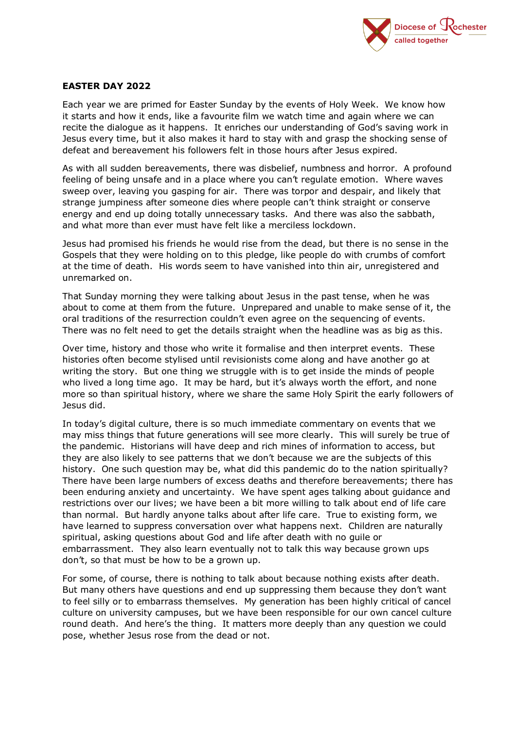**EASTER DAY 2022**

Each year we are primed for Easter Sunday by the events of Holy Week. We know how it starts and how it ends, like a favourite film we watch time and again where we can recite the dialogue as it happens. It enriches our understanding of God's saving work in Jesus every time, but it also makes it hard to stay with and grasp the shocking sense of defeat and bereavement his followers felt in those hours after Jesus expired.

As with all sudden bereavements, there was disbelief, numbness and horror. A profound feeling of being unsafe and in a place where you can't regulate emotion. Where waves sweep over, leaving you gasping for air. There was torpor and despair, and likely that strange jumpiness after someone dies where people can't think straight or conserve energy and end up doing totally unnecessary tasks. And there was also the sabbath, and what more than ever must have felt like a merciless lockdown.

Jesus had promised his friends he would rise from the dead, but there is no sense in the Gospels that they were holding on to this pledge, like people do with crumbs of comfort at the time of death. His words seem to have vanished into thin air, unregistered and unremarked on.

That Sunday morning they were talking about Jesus in the past tense, when he was about to come at them from the future. Unprepared and unable to make sense of it, the oral traditions of the resurrection couldn't even agree on the sequencing of events. There was no felt need to get the details straight when the headline was as big as this.

Over time, history and those who write it formalise and then interpret events. These histories often become stylised until revisionists come along and have another go at writing the story. But one thing we struggle with is to get inside the minds of people who lived a long time ago. It may be hard, but it's always worth the effort, and none more so than spiritual history, where we share the same Holy Spirit the early followers of Jesus did.

In today's digital culture, there is so much immediate commentary on events that we may miss things that future generations will see more clearly. This will surely be true of the pandemic. Historians will have deep and rich mines of information to access, but they are also likely to see patterns that we don't because we are the subjects of this history. One such question may be, what did this pandemic do to the nation spiritually? There have been large numbers of excess deaths and therefore bereavements; there has been enduring anxiety and uncertainty. We have spent ages talking about guidance and restrictions over our lives; we have been a bit more willing to talk about end of life care than normal. But hardly anyone talks about after life care. True to existing form, we have learned to suppress conversation over what happens next. Children are naturally spiritual, asking questions about God and life after death with no guile or embarrassment. They also learn eventually not to talk this way because grown ups don't, so that must be how to be a grown up.

For some, of course, there is nothing to talk about because nothing exists after death. But many others have questions and end up suppressing them because they don't want to feel silly or to embarrass themselves. My generation has been highly critical of cancel culture on university campuses, but we have been responsible for our own cancel culture round death. And here's the thing. It matters more deeply than any question we could pose, whether Jesus rose from the dead or not.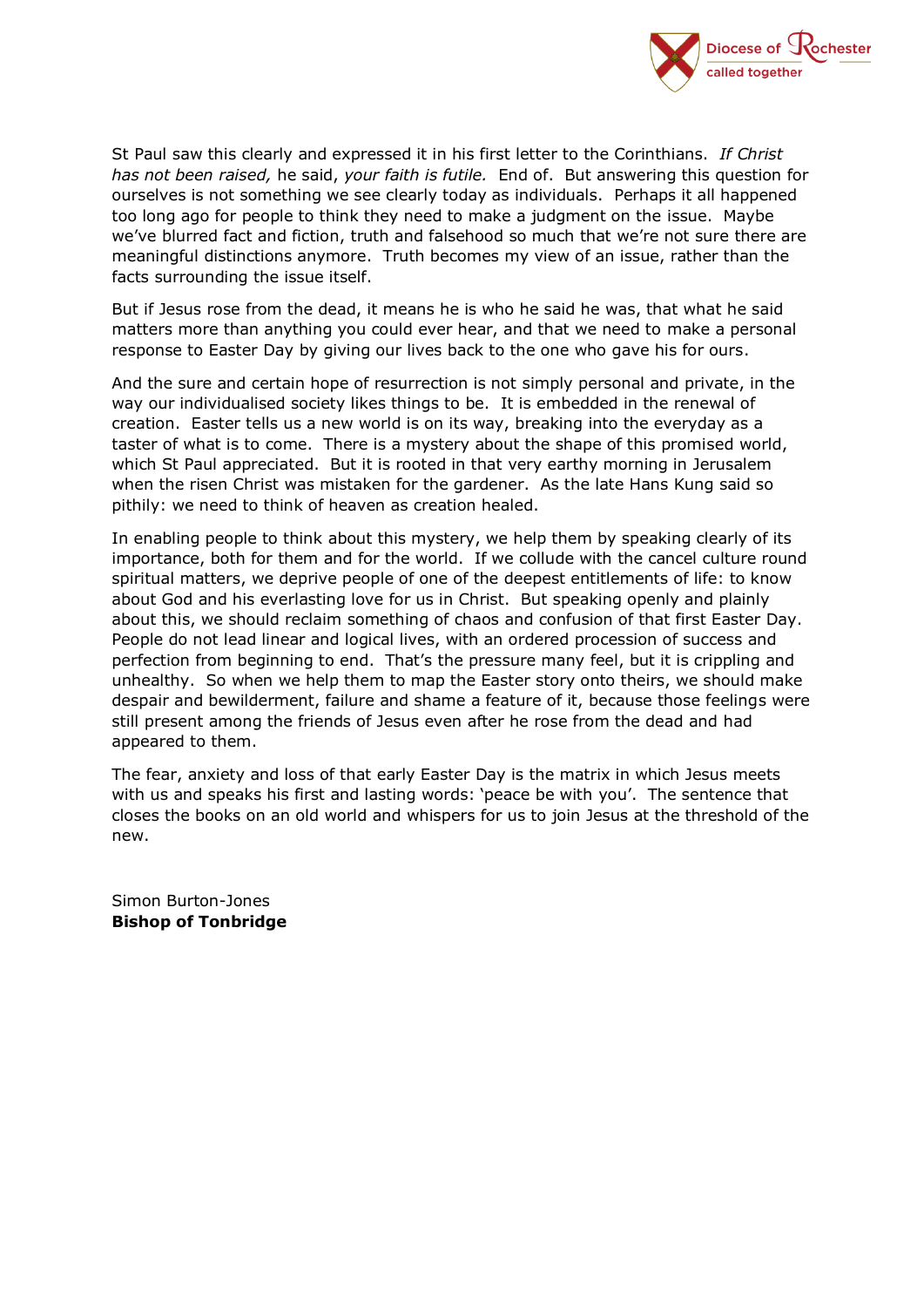St Paul saw this clearly and expressed it in his first letter to the Corinthians. *If Christ has not been raised,* he said, *your faith is futile.* End of. But answering this question for ourselves is not something we see clearly today as individuals. Perhaps it all happened too long ago for people to think they need to make a judgment on the issue. Maybe we've blurred fact and fiction, truth and falsehood so much that we're not sure there are meaningful distinctions anymore. Truth becomes my view of an issue, rather than the facts surrounding the issue itself.

But if Jesus rose from the dead, it means he is who he said he was, that what he said matters more than anything you could ever hear, and that we need to make a personal response to Easter Day by giving our lives back to the one who gave his for ours.

And the sure and certain hope of resurrection is not simply personal and private, in the way our individualised society likes things to be. It is embedded in the renewal of creation. Easter tells us a new world is on its way, breaking into the everyday as a taster of what is to come. There is a mystery about the shape of this promised world, which St Paul appreciated. But it is rooted in that very earthy morning in Jerusalem when the risen Christ was mistaken for the gardener. As the late Hans Kung said so pithily: we need to think of heaven as creation healed.

In enabling people to think about this mystery, we help them by speaking clearly of its importance, both for them and for the world. If we collude with the cancel culture round spiritual matters, we deprive people of one of the deepest entitlements of life: to know about God and his everlasting love for us in Christ. But speaking openly and plainly about this, we should reclaim something of chaos and confusion of that first Easter Day. People do not lead linear and logical lives, with an ordered procession of success and perfection from beginning to end. That's the pressure many feel, but it is crippling and unhealthy. So when we help them to map the Easter story onto theirs, we should make despair and bewilderment, failure and shame a feature of it, because those feelings were still present among the friends of Jesus even after he rose from the dead and had appeared to them.

The fear, anxiety and loss of that early Easter Day is the matrix in which Jesus meets with us and speaks his first and lasting words: 'peace be with you'. The sentence that closes the books on an old world and whispers for us to join Jesus at the threshold of the new.

Simon Burton-Jones
**Bishop of Tonbridge**